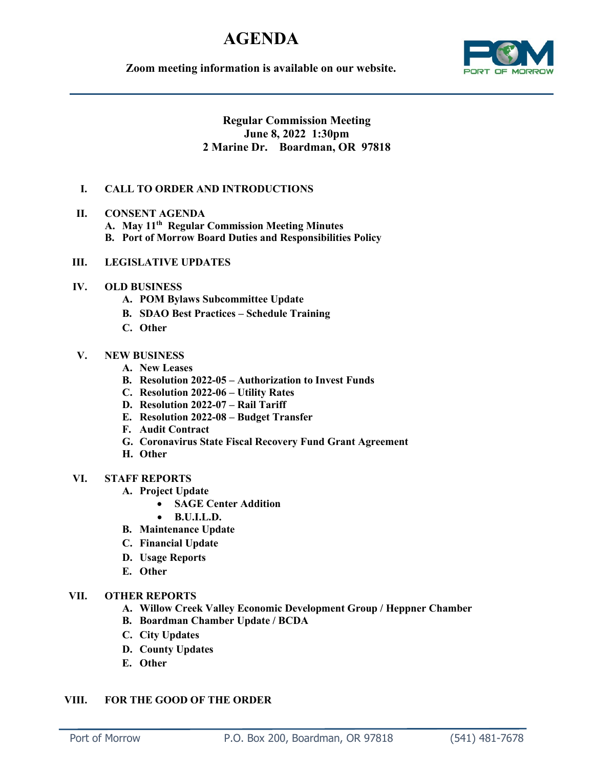# AGENDA

**Zoom meeting information is available on our website.**

**Regular Commission Meeting**
**June 8, 2022 1:30pm**
**2 Marine Dr. Boardman, OR 97818**

**I. CALL TO ORDER AND INTRODUCTIONS**

**II. CONSENT AGENDA**

- **A. May 11th Regular Commission Meeting Minutes**
- **B. Port of Morrow Board Duties and Responsibilities Policy**

**III. LEGISLATIVE UPDATES**

**IV. OLD BUSINESS**

- **A. POM Bylaws Subcommittee Update**
- **B. SDAO Best Practices – Schedule Training**
- **C. Other**

**V. NEW BUSINESS**

- **A. New Leases**
- **B. Resolution 2022-05 – Authorization to Invest Funds**
- **C. Resolution 2022-06 – Utility Rates**
- **D. Resolution 2022-07 – Rail Tariff**
- **E. Resolution 2022-08 – Budget Transfer**
- **F. Audit Contract**
- **G. Coronavirus State Fiscal Recovery Fund Grant Agreement**
- **H. Other**

**VI. STAFF REPORTS**

- **A. Project Update**
  - **SAGE Center Addition**
  - **B.U.I.L.D.**
- **B. Maintenance Update**
- **C. Financial Update**
- **D. Usage Reports**
- **E. Other**

**VII. OTHER REPORTS**

- **A. Willow Creek Valley Economic Development Group / Heppner Chamber**
- **B. Boardman Chamber Update / BCDA**
- **C. City Updates**
- **D. County Updates**
- **E. Other**

**VIII. FOR THE GOOD OF THE ORDER**

Port of Morrow P.O. Box 200, Boardman, OR 97818 (541) 481-7678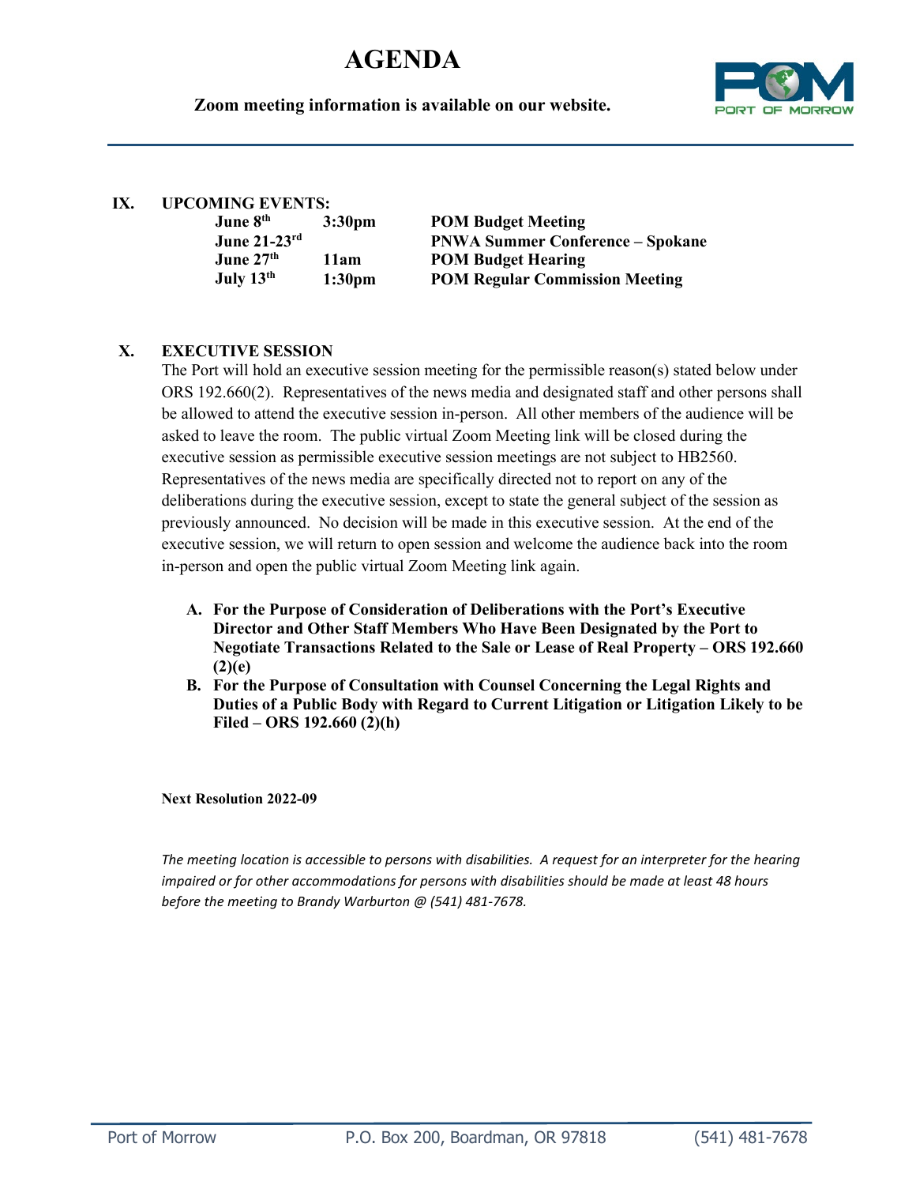# AGENDA

**Zoom meeting information is available on our website.**

**IX. UPCOMING EVENTS:**

| | | |
|---|---|---|
| **June 8th** | **3:30pm** | **POM Budget Meeting** |
| **June 21-23rd** | | **PNWA Summer Conference – Spokane** |
| **June 27th** | **11am** | **POM Budget Hearing** |
| **July 13th** | **1:30pm** | **POM Regular Commission Meeting** |

**X. EXECUTIVE SESSION**

The Port will hold an executive session meeting for the permissible reason(s) stated below under ORS 192.660(2). Representatives of the news media and designated staff and other persons shall be allowed to attend the executive session in-person. All other members of the audience will be asked to leave the room. The public virtual Zoom Meeting link will be closed during the executive session as permissible executive session meetings are not subject to HB2560. Representatives of the news media are specifically directed not to report on any of the deliberations during the executive session, except to state the general subject of the session as previously announced. No decision will be made in this executive session. At the end of the executive session, we will return to open session and welcome the audience back into the room in-person and open the public virtual Zoom Meeting link again.

- **A. For the Purpose of Consideration of Deliberations with the Port's Executive Director and Other Staff Members Who Have Been Designated by the Port to Negotiate Transactions Related to the Sale or Lease of Real Property – ORS 192.660 (2)(e)**
- **B. For the Purpose of Consultation with Counsel Concerning the Legal Rights and Duties of a Public Body with Regard to Current Litigation or Litigation Likely to be Filed – ORS 192.660 (2)(h)**

**Next Resolution 2022-09**

*The meeting location is accessible to persons with disabilities. A request for an interpreter for the hearing impaired or for other accommodations for persons with disabilities should be made at least 48 hours before the meeting to Brandy Warburton @ (541) 481-7678.*